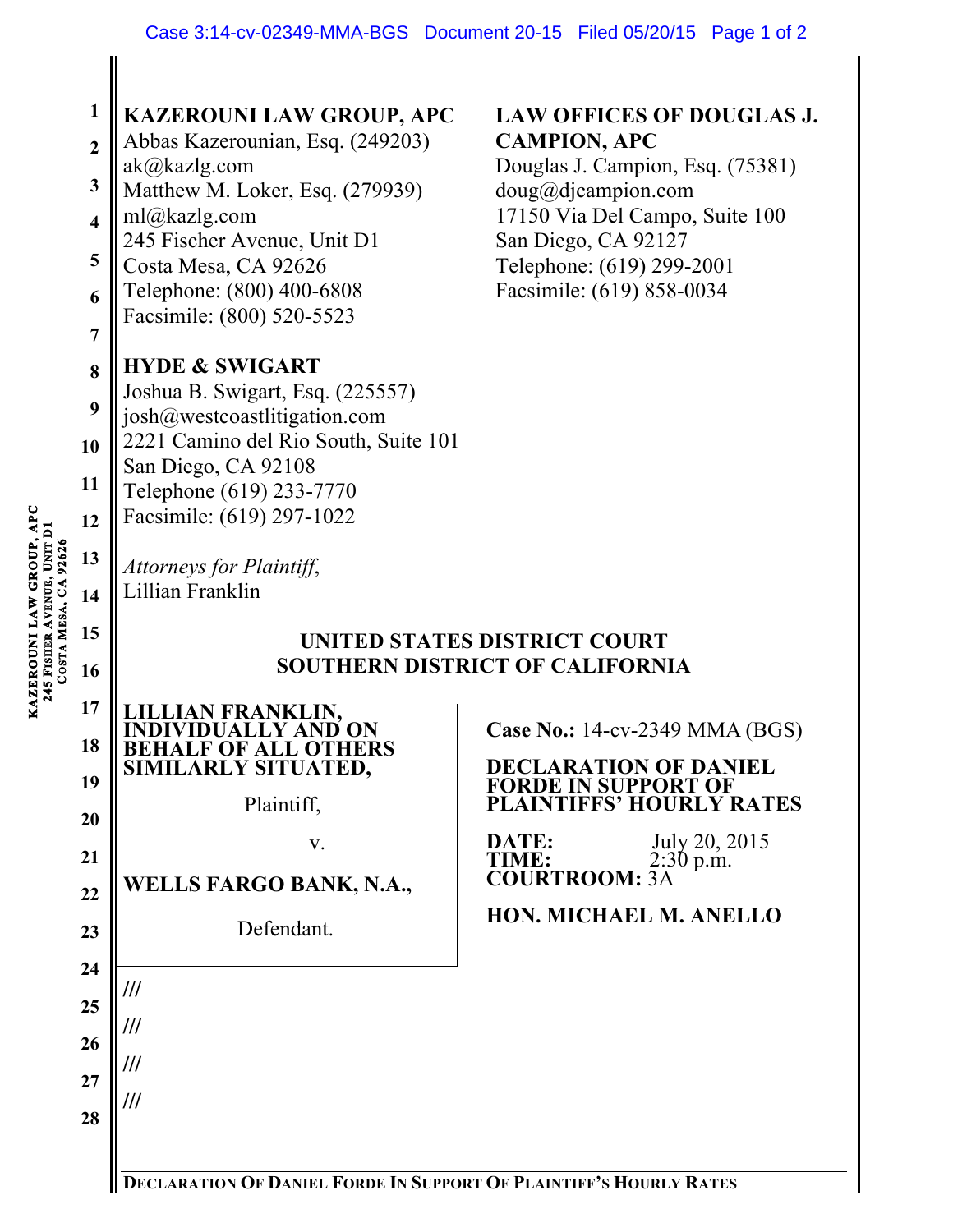**KAZEROUNI LAW GROUP, APC**
Abbas Kazerounian, Esq. (249203)
ak@kazlg.com
Matthew M. Loker, Esq. (279939)
ml@kazlg.com
245 Fischer Avenue, Unit D1
Costa Mesa, CA 92626
Telephone: (800) 400-6808
Facsimile: (800) 520-5523

**LAW OFFICES OF DOUGLAS J. CAMPION, APC**
Douglas J. Campion, Esq. (75381)
doug@djcampion.com
17150 Via Del Campo, Suite 100
San Diego, CA 92127
Telephone: (619) 299-2001
Facsimile: (619) 858-0034

**HYDE & SWIGART**
Joshua B. Swigart, Esq. (225557)
josh@westcoastlitigation.com
2221 Camino del Rio South, Suite 101
San Diego, CA 92108
Telephone (619) 233-7770
Facsimile: (619) 297-1022

*Attorneys for Plaintiff*,
Lillian Franklin

**UNITED STATES DISTRICT COURT**
**SOUTHERN DISTRICT OF CALIFORNIA**

**LILLIAN FRANKLIN, INDIVIDUALLY AND ON BEHALF OF ALL OTHERS SIMILARLY SITUATED,**

Plaintiff,

v.

**WELLS FARGO BANK, N.A.,**

Defendant.

**Case No.:** 14-cv-2349 MMA (BGS)

**DECLARATION OF DANIEL FORDE IN SUPPORT OF PLAINTIFFS' HOURLY RATES**

**DATE:** July 20, 2015
**TIME:** 2:30 p.m.
**COURTROOM:** 3A

**HON. MICHAEL M. ANELLO**

///

///

///

///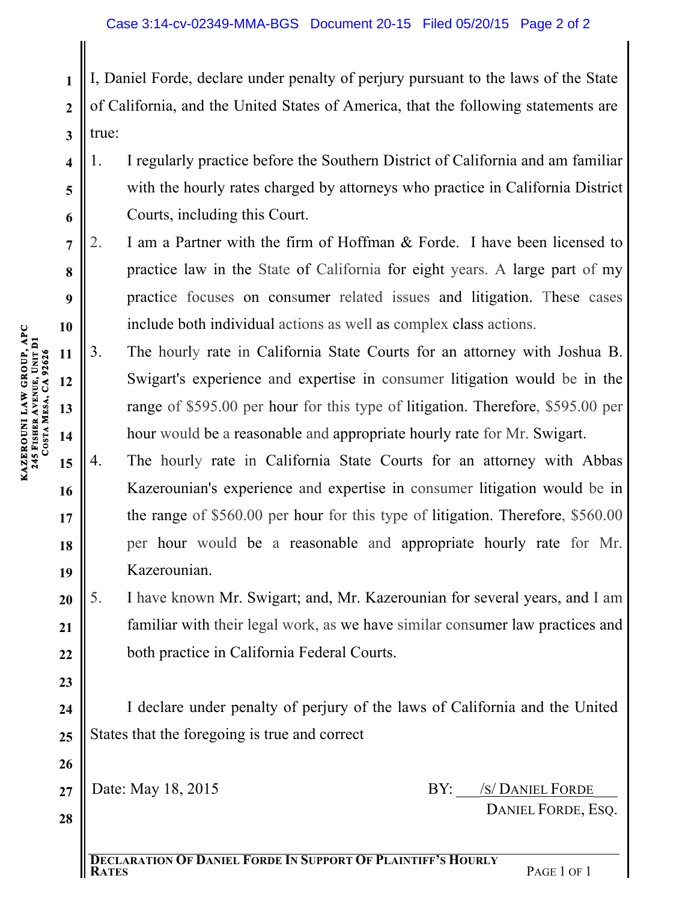I, Daniel Forde, declare under penalty of perjury pursuant to the laws of the State of California, and the United States of America, that the following statements are true:

1. I regularly practice before the Southern District of California and am familiar with the hourly rates charged by attorneys who practice in California District Courts, including this Court.
2. I am a Partner with the firm of Hoffman & Forde. I have been licensed to practice law in the State of California for eight years. A large part of my practice focuses on consumer related issues and litigation. These cases include both individual actions as well as complex class actions.
3. The hourly rate in California State Courts for an attorney with Joshua B. Swigart's experience and expertise in consumer litigation would be in the range of $595.00 per hour for this type of litigation. Therefore, $595.00 per hour would be a reasonable and appropriate hourly rate for Mr. Swigart.
4. The hourly rate in California State Courts for an attorney with Abbas Kazerounian's experience and expertise in consumer litigation would be in the range of $560.00 per hour for this type of litigation. Therefore, $560.00 per hour would be a reasonable and appropriate hourly rate for Mr. Kazerounian.
5. I have known Mr. Swigart; and, Mr. Kazerounian for several years, and I am familiar with their legal work, as we have similar consumer law practices and both practice in California Federal Courts.

I declare under penalty of perjury of the laws of California and the United States that the foregoing is true and correct

Date: May 18, 2015

BY: /s/ Daniel Forde
Daniel Forde, Esq.